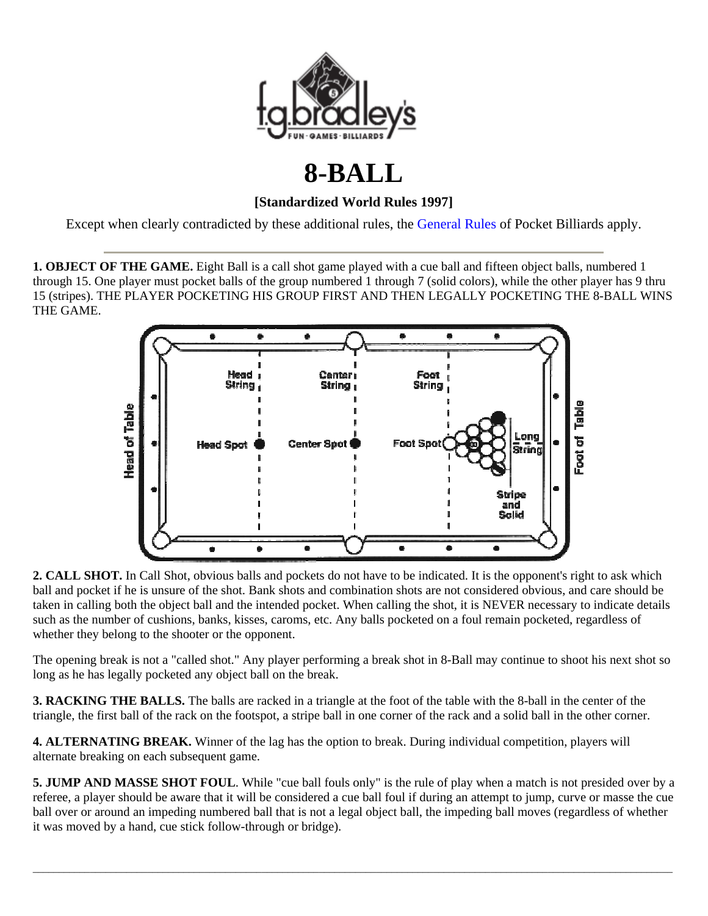# 8-BALL

**[Standardized World Rules 1997]**

Except when clearly contradicted by these additional rules, the General Rules of Pocket Billiards apply.

---

**1. OBJECT OF THE GAME.** Eight Ball is a call shot game played with a cue ball and fifteen object balls, numbered 1 through 15. One player must pocket balls of the group numbered 1 through 7 (solid colors), while the other player has 9 thru 15 (stripes). THE PLAYER POCKETING HIS GROUP FIRST AND THEN LEGALLY POCKETING THE 8-BALL WINS THE GAME.

**2. CALL SHOT.** In Call Shot, obvious balls and pockets do not have to be indicated. It is the opponent's right to ask which ball and pocket if he is unsure of the shot. Bank shots and combination shots are not considered obvious, and care should be taken in calling both the object ball and the intended pocket. When calling the shot, it is NEVER necessary to indicate details such as the number of cushions, banks, kisses, caroms, etc. Any balls pocketed on a foul remain pocketed, regardless of whether they belong to the shooter or the opponent.

The opening break is not a "called shot." Any player performing a break shot in 8-Ball may continue to shoot his next shot so long as he has legally pocketed any object ball on the break.

**3. RACKING THE BALLS.** The balls are racked in a triangle at the foot of the table with the 8-ball in the center of the triangle, the first ball of the rack on the footspot, a stripe ball in one corner of the rack and a solid ball in the other corner.

**4. ALTERNATING BREAK.** Winner of the lag has the option to break. During individual competition, players will alternate breaking on each subsequent game.

**5. JUMP AND MASSE SHOT FOUL**. While "cue ball fouls only" is the rule of play when a match is not presided over by a referee, a player should be aware that it will be considered a cue ball foul if during an attempt to jump, curve or masse the cue ball over or around an impeding numbered ball that is not a legal object ball, the impeding ball moves (regardless of whether it was moved by a hand, cue stick follow-through or bridge).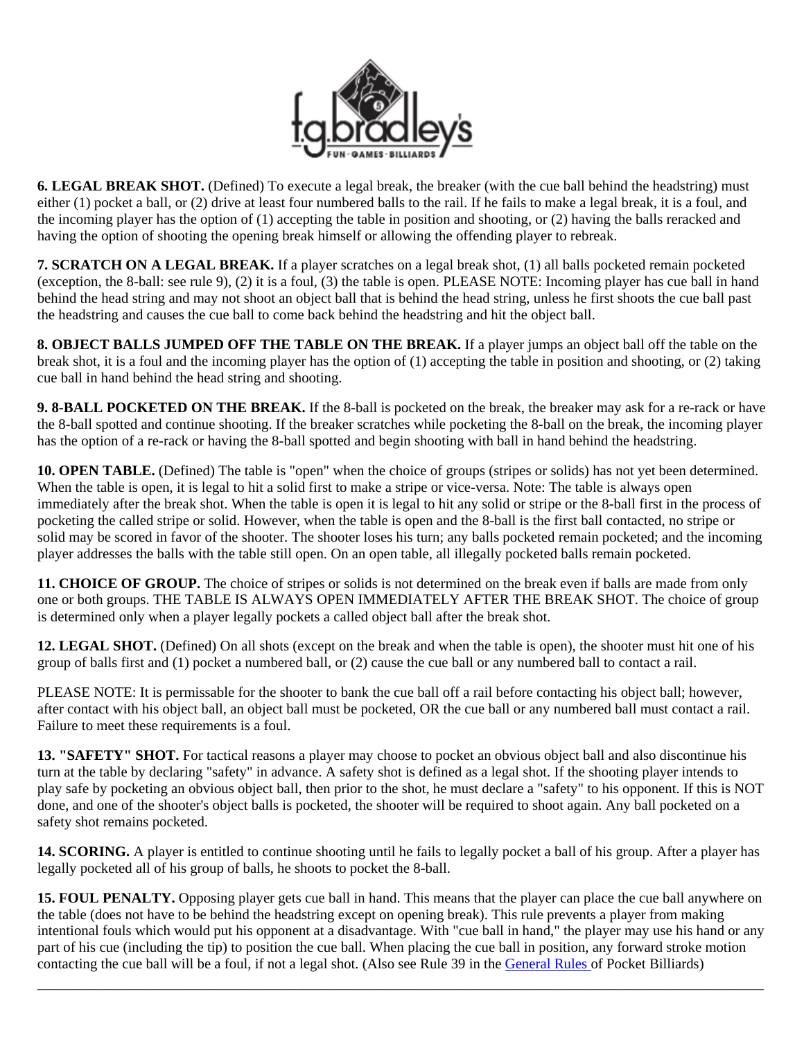**6. LEGAL BREAK SHOT.** (Defined) To execute a legal break, the breaker (with the cue ball behind the headstring) must either (1) pocket a ball, or (2) drive at least four numbered balls to the rail. If he fails to make a legal break, it is a foul, and the incoming player has the option of (1) accepting the table in position and shooting, or (2) having the balls reracked and having the option of shooting the opening break himself or allowing the offending player to rebreak.

**7. SCRATCH ON A LEGAL BREAK.** If a player scratches on a legal break shot, (1) all balls pocketed remain pocketed (exception, the 8-ball: see rule 9), (2) it is a foul, (3) the table is open. PLEASE NOTE: Incoming player has cue ball in hand behind the head string and may not shoot an object ball that is behind the head string, unless he first shoots the cue ball past the headstring and causes the cue ball to come back behind the headstring and hit the object ball.

**8. OBJECT BALLS JUMPED OFF THE TABLE ON THE BREAK.** If a player jumps an object ball off the table on the break shot, it is a foul and the incoming player has the option of (1) accepting the table in position and shooting, or (2) taking cue ball in hand behind the head string and shooting.

**9. 8-BALL POCKETED ON THE BREAK.** If the 8-ball is pocketed on the break, the breaker may ask for a re-rack or have the 8-ball spotted and continue shooting. If the breaker scratches while pocketing the 8-ball on the break, the incoming player has the option of a re-rack or having the 8-ball spotted and begin shooting with ball in hand behind the headstring.

**10. OPEN TABLE.** (Defined) The table is "open" when the choice of groups (stripes or solids) has not yet been determined. When the table is open, it is legal to hit a solid first to make a stripe or vice-versa. Note: The table is always open immediately after the break shot. When the table is open it is legal to hit any solid or stripe or the 8-ball first in the process of pocketing the called stripe or solid. However, when the table is open and the 8-ball is the first ball contacted, no stripe or solid may be scored in favor of the shooter. The shooter loses his turn; any balls pocketed remain pocketed; and the incoming player addresses the balls with the table still open. On an open table, all illegally pocketed balls remain pocketed.

**11. CHOICE OF GROUP.** The choice of stripes or solids is not determined on the break even if balls are made from only one or both groups. THE TABLE IS ALWAYS OPEN IMMEDIATELY AFTER THE BREAK SHOT. The choice of group is determined only when a player legally pockets a called object ball after the break shot.

**12. LEGAL SHOT.** (Defined) On all shots (except on the break and when the table is open), the shooter must hit one of his group of balls first and (1) pocket a numbered ball, or (2) cause the cue ball or any numbered ball to contact a rail.

PLEASE NOTE: It is permissable for the shooter to bank the cue ball off a rail before contacting his object ball; however, after contact with his object ball, an object ball must be pocketed, OR the cue ball or any numbered ball must contact a rail. Failure to meet these requirements is a foul.

**13. "SAFETY" SHOT.** For tactical reasons a player may choose to pocket an obvious object ball and also discontinue his turn at the table by declaring "safety" in advance. A safety shot is defined as a legal shot. If the shooting player intends to play safe by pocketing an obvious object ball, then prior to the shot, he must declare a "safety" to his opponent. If this is NOT done, and one of the shooter's object balls is pocketed, the shooter will be required to shoot again. Any ball pocketed on a safety shot remains pocketed.

**14. SCORING.** A player is entitled to continue shooting until he fails to legally pocket a ball of his group. After a player has legally pocketed all of his group of balls, he shoots to pocket the 8-ball.

**15. FOUL PENALTY.** Opposing player gets cue ball in hand. This means that the player can place the cue ball anywhere on the table (does not have to be behind the headstring except on opening break). This rule prevents a player from making intentional fouls which would put his opponent at a disadvantage. With "cue ball in hand," the player may use his hand or any part of his cue (including the tip) to position the cue ball. When placing the cue ball in position, any forward stroke motion contacting the cue ball will be a foul, if not a legal shot. (Also see Rule 39 in the General Rules of Pocket Billiards)

---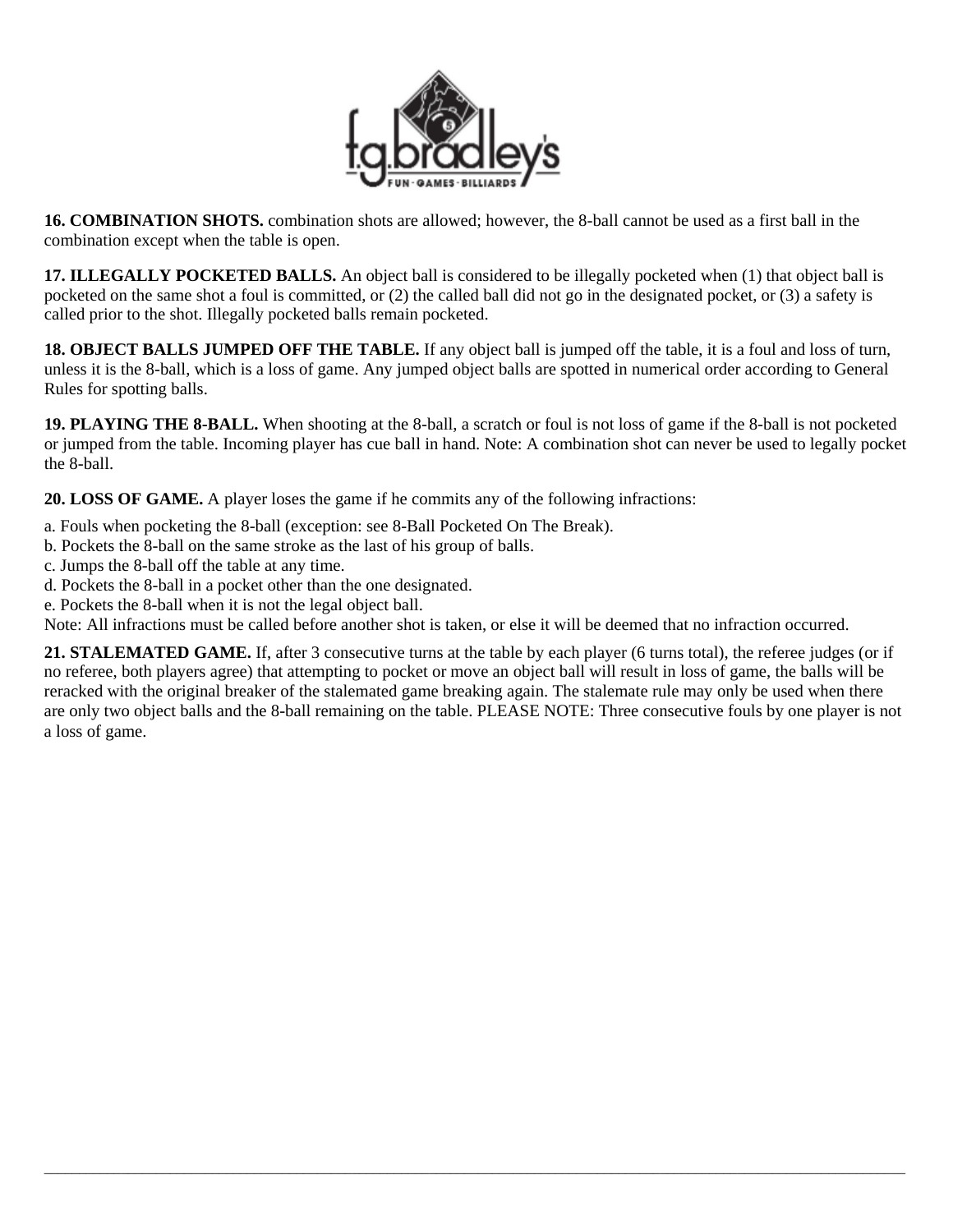**16. COMBINATION SHOTS.** combination shots are allowed; however, the 8-ball cannot be used as a first ball in the combination except when the table is open.

**17. ILLEGALLY POCKETED BALLS.** An object ball is considered to be illegally pocketed when (1) that object ball is pocketed on the same shot a foul is committed, or (2) the called ball did not go in the designated pocket, or (3) a safety is called prior to the shot. Illegally pocketed balls remain pocketed.

**18. OBJECT BALLS JUMPED OFF THE TABLE.** If any object ball is jumped off the table, it is a foul and loss of turn, unless it is the 8-ball, which is a loss of game. Any jumped object balls are spotted in numerical order according to General Rules for spotting balls.

**19. PLAYING THE 8-BALL.** When shooting at the 8-ball, a scratch or foul is not loss of game if the 8-ball is not pocketed or jumped from the table. Incoming player has cue ball in hand. Note: A combination shot can never be used to legally pocket the 8-ball.

**20. LOSS OF GAME.** A player loses the game if he commits any of the following infractions:

a. Fouls when pocketing the 8-ball (exception: see 8-Ball Pocketed On The Break).
b. Pockets the 8-ball on the same stroke as the last of his group of balls.
c. Jumps the 8-ball off the table at any time.
d. Pockets the 8-ball in a pocket other than the one designated.
e. Pockets the 8-ball when it is not the legal object ball.
Note: All infractions must be called before another shot is taken, or else it will be deemed that no infraction occurred.

**21. STALEMATED GAME.** If, after 3 consecutive turns at the table by each player (6 turns total), the referee judges (or if no referee, both players agree) that attempting to pocket or move an object ball will result in loss of game, the balls will be reracked with the original breaker of the stalemated game breaking again. The stalemate rule may only be used when there are only two object balls and the 8-ball remaining on the table. PLEASE NOTE: Three consecutive fouls by one player is not a loss of game.